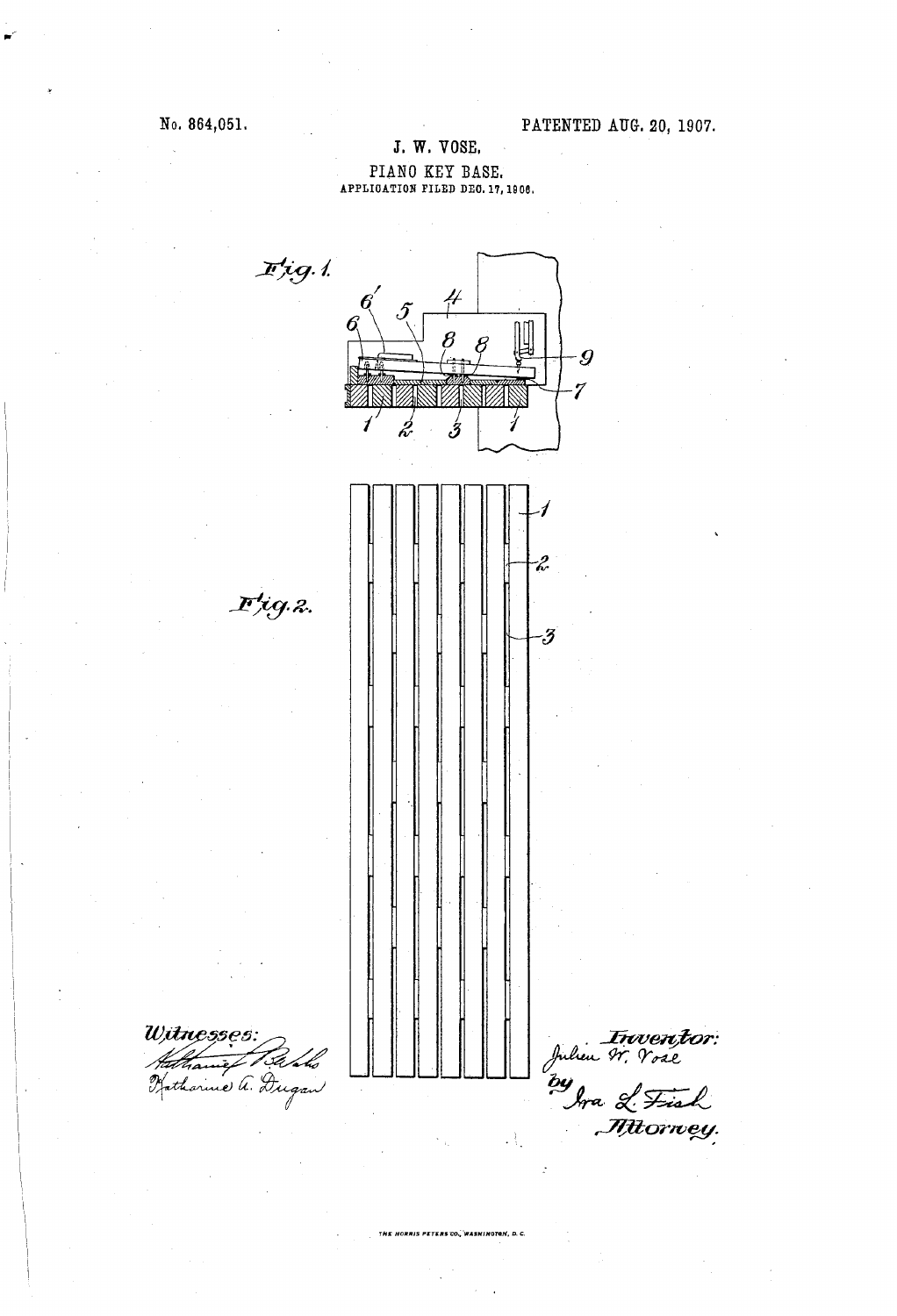No. 864,051. PATENTED AUG. 20, 1907.

J. W. VOSE.

PIANO KEY BASE.

APPLICATION FILED DEC. 17, 1906.

Fig. 1.

Fig. 2.

Witnesses:

Nathaniel [signature]

Katharine A. Dugan

Inventor:

Julien W. Vose

by Ira L. Fish

Attorney.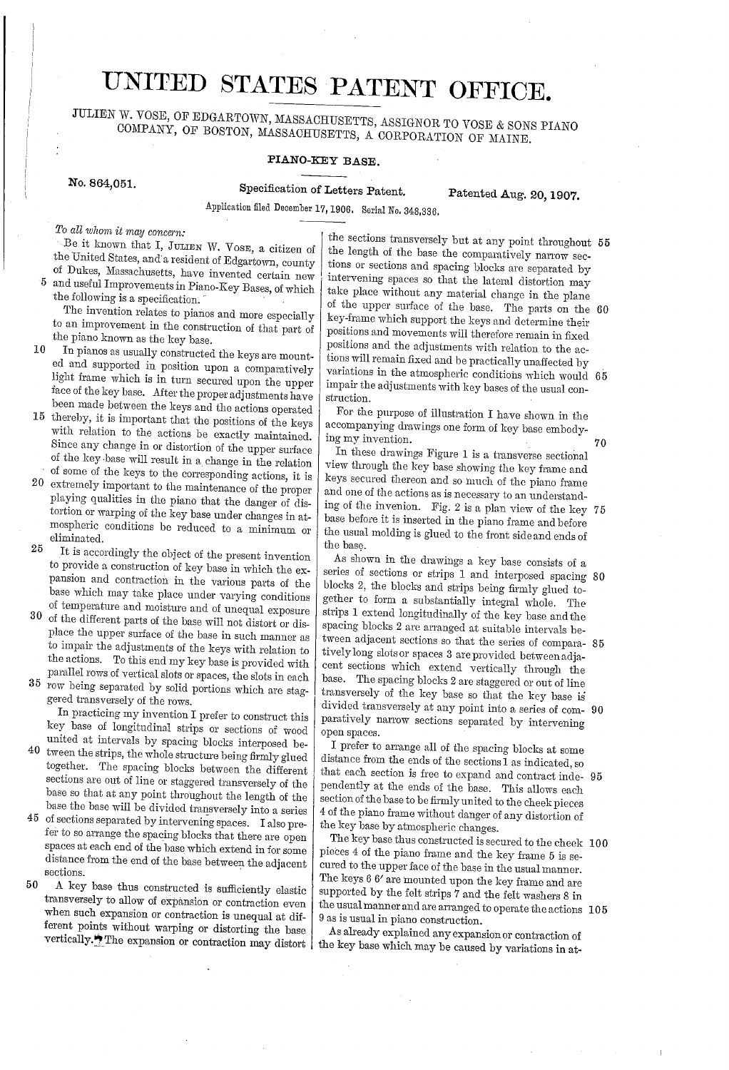# UNITED STATES PATENT OFFICE.

JULIEN W. VOSE, OF EDGARTOWN, MASSACHUSETTS, ASSIGNOR TO VOSE & SONS PIANO COMPANY, OF BOSTON, MASSACHUSETTS, A CORPORATION OF MAINE.

## PIANO-KEY BASE.

No. 864,051. Specification of Letters Patent. Patented Aug. 20, 1907.

Application filed December 17, 1906. Serial No. 348,336.

*To all whom it may concern:*

Be it known that I, JULIEN W. VOSE, a citizen of the United States, and a resident of Edgartown, county of Dukes, Massachusetts, have invented certain new and useful Improvements in Piano-Key Bases, of which the following is a specification.

The invention relates to pianos and more especially to an improvement in the construction of that part of the piano known as the key base.

In pianos as usually constructed the keys are mounted and supported in position upon a comparatively light frame which is in turn secured upon the upper face of the key base. After the proper adjustments have been made between the keys and the actions operated thereby, it is important that the positions of the keys with relation to the actions be exactly maintained. Since any change in or distortion of the upper surface of the key base will result in a change in the relation of some of the keys to the corresponding actions, it is extremely important to the maintenance of the proper playing qualities in the piano that the danger of distortion or warping of the key base under changes in atmospheric conditions be reduced to a minimum or eliminated.

It is accordingly the object of the present invention to provide a construction of key base in which the expansion and contraction in the various parts of the base which may take place under varying conditions of temperature and moisture and of unequal exposure of the different parts of the base will not distort or displace the upper surface of the base in such manner as to impair the adjustments of the keys with relation to the actions. To this end my key base is provided with parallel rows of vertical slots or spaces, the slots in each row being separated by solid portions which are staggered transversely of the rows.

In practicing my invention I prefer to construct this key base of longitudinal strips or sections of wood united at intervals by spacing blocks interposed between the strips, the whole structure being firmly glued together. The spacing blocks between the different sections are out of line or staggered transversely of the base so that at any point throughout the length of the base the base will be divided transversely into a series of sections separated by intervening spaces. I also prefer to so arrange the spacing blocks that there are open spaces at each end of the base which extend in for some distance from the end of the base between the adjacent sections.

A key base thus constructed is sufficiently elastic transversely to allow of expansion or contraction even when such expansion or contraction is unequal at different points without warping or distorting the base vertically. The expansion or contraction may distort the sections transversely but at any point throughout the length of the base the comparatively narrow sections or sections and spacing blocks are separated by intervening spaces so that the lateral distortion may take place without any material change in the plane of the upper surface of the base. The parts on the key-frame which support the keys and determine their positions and movements will therefore remain in fixed positions and the adjustments with relation to the actions will remain fixed and be practically unaffected by variations in the atmospheric conditions which would impair the adjustments with key bases of the usual construction.

For the purpose of illustration I have shown in the accompanying drawings one form of key base embodying my invention.

In these drawings Figure 1 is a transverse sectional view through the key base showing the key frame and keys secured thereon and so much of the piano frame and one of the actions as is necessary to an understanding of the invenion. Fig. 2 is a plan view of the key base before it is inserted in the piano frame and before the usual molding is glued to the front side and ends of the base.

As shown in the drawings a key base consists of a series of sections or strips 1 and interposed spacing blocks 2, the blocks and strips being firmly glued together to form a substantially integral whole. The strips 1 extend longitudinally of the key base and the spacing blocks 2 are arranged at suitable intervals between adjacent sections so that the series of comparatively long slots or spaces 3 are provided between adjacent sections which extend vertically through the base. The spacing blocks 2 are staggered or out of line transversely of the key base so that the key base is divided transversely at any point into a series of comparatively narrow sections separated by intervening open spaces.

I prefer to arrange all of the spacing blocks at some distance from the ends of the sections 1 as indicated, so that each section is free to expand and contract independently at the ends of the base. This allows each section of the base to be firmly united to the cheek pieces 4 of the piano frame without danger of any distortion of the key base by atmospheric changes.

The key base thus constructed is secured to the cheek pieces 4 of the piano frame and the key frame 5 is secured to the upper face of the base in the usual manner. The keys 6 6′ are mounted upon the key frame and are supported by the felt strips 7 and the felt washers 8 in the usual manner and are arranged to operate the actions 9 as is usual in piano construction.

As already explained any expansion or contraction of the key base which may be caused by variations in at-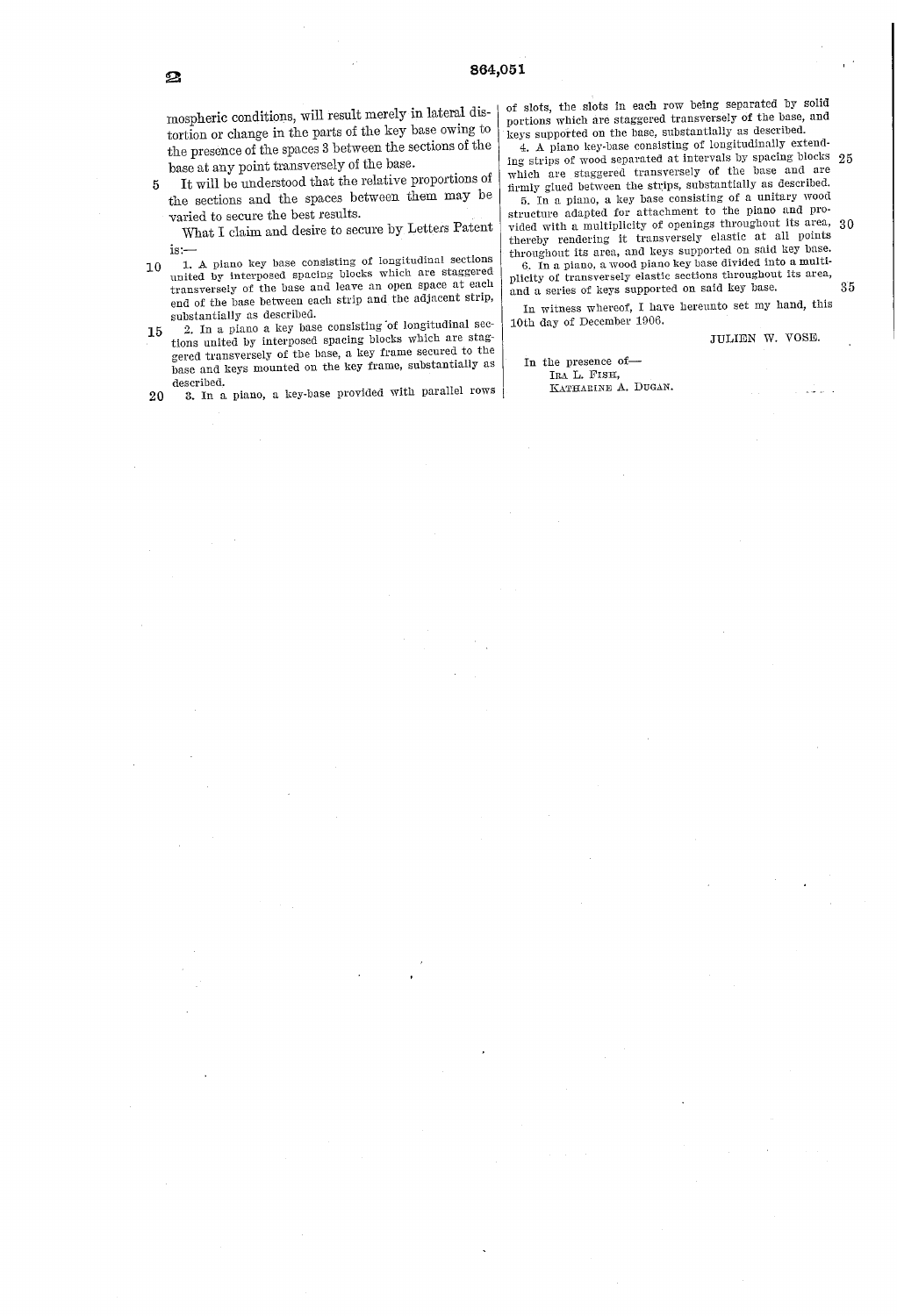mospheric conditions, will result merely in lateral distortion or change in the parts of the key base owing to the presence of the spaces 3 between the sections of the base at any point transversely of the base.

It will be understood that the relative proportions of the sections and the spaces between them may be varied to secure the best results.

What I claim and desire to secure by Letters Patent is:—

1. A piano key base consisting of longitudinal sections united by interposed spacing blocks which are staggered transversely of the base and leave an open space at each end of the base between each strip and the adjacent strip, substantially as described.

2. In a piano a key base consisting of longitudinal sections united by interposed spacing blocks which are staggered transversely of the base, a key frame secured to the base and keys mounted on the key frame, substantially as described.

3. In a piano, a key-base provided with parallel rows of slots, the slots in each row being separated by solid portions which are staggered transversely of the base, and keys supported on the base, substantially as described.

4. A piano key-base consisting of longitudinally extending strips of wood separated at intervals by spacing blocks which are staggered transversely of the base and are firmly glued between the strips, substantially as described.

5. In a piano, a key base consisting of a unitary wood structure adapted for attachment to the piano and provided with a multiplicity of openings throughout its area, thereby rendering it transversely elastic at all points throughout its area, and keys supported on said key base.

6. In a piano, a wood piano key base divided into a multiplicity of transversely elastic sections throughout its area, and a series of keys supported on said key base.

In witness whereof, I have hereunto set my hand, this 10th day of December 1906.

JULIEN W. VOSE.

In the presence of—
IRA L. FISH,
KATHARINE A. DUGAN.